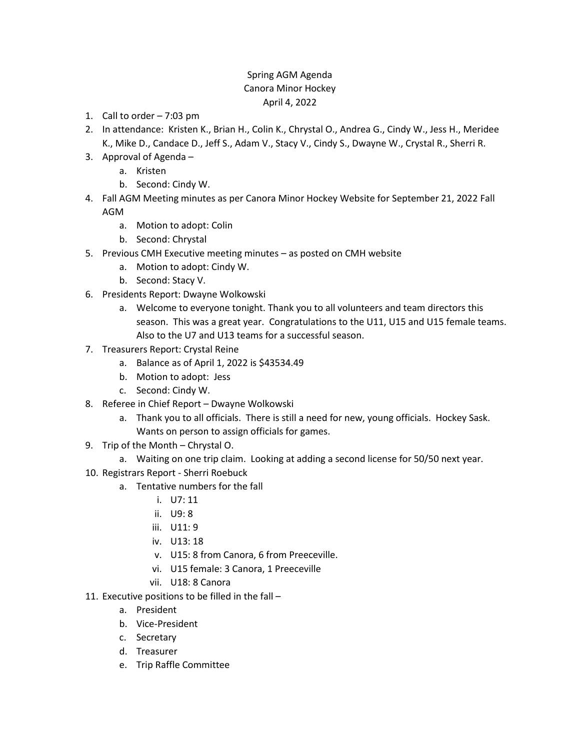Spring AGM Agenda
Canora Minor Hockey
April 4, 2022

1. Call to order – 7:03 pm
2. In attendance: Kristen K., Brian H., Colin K., Chrystal O., Andrea G., Cindy W., Jess H., Meridee K., Mike D., Candace D., Jeff S., Adam V., Stacy V., Cindy S., Dwayne W., Crystal R., Sherri R.
3. Approval of Agenda –
   a. Kristen
   b. Second: Cindy W.
4. Fall AGM Meeting minutes as per Canora Minor Hockey Website for September 21, 2022 Fall AGM
   a. Motion to adopt: Colin
   b. Second: Chrystal
5. Previous CMH Executive meeting minutes – as posted on CMH website
   a. Motion to adopt: Cindy W.
   b. Second: Stacy V.
6. Presidents Report: Dwayne Wolkowski
   a. Welcome to everyone tonight. Thank you to all volunteers and team directors this season. This was a great year. Congratulations to the U11, U15 and U15 female teams. Also to the U7 and U13 teams for a successful season.
7. Treasurers Report: Crystal Reine
   a. Balance as of April 1, 2022 is $43534.49
   b. Motion to adopt: Jess
   c. Second: Cindy W.
8. Referee in Chief Report – Dwayne Wolkowski
   a. Thank you to all officials. There is still a need for new, young officials. Hockey Sask. Wants on person to assign officials for games.
9. Trip of the Month – Chrystal O.
   a. Waiting on one trip claim. Looking at adding a second license for 50/50 next year.
10. Registrars Report - Sherri Roebuck
    a. Tentative numbers for the fall
       i. U7: 11
       ii. U9: 8
       iii. U11: 9
       iv. U13: 18
       v. U15: 8 from Canora, 6 from Preeceville.
       vi. U15 female: 3 Canora, 1 Preeceville
       vii. U18: 8 Canora
11. Executive positions to be filled in the fall –
    a. President
    b. Vice-President
    c. Secretary
    d. Treasurer
    e. Trip Raffle Committee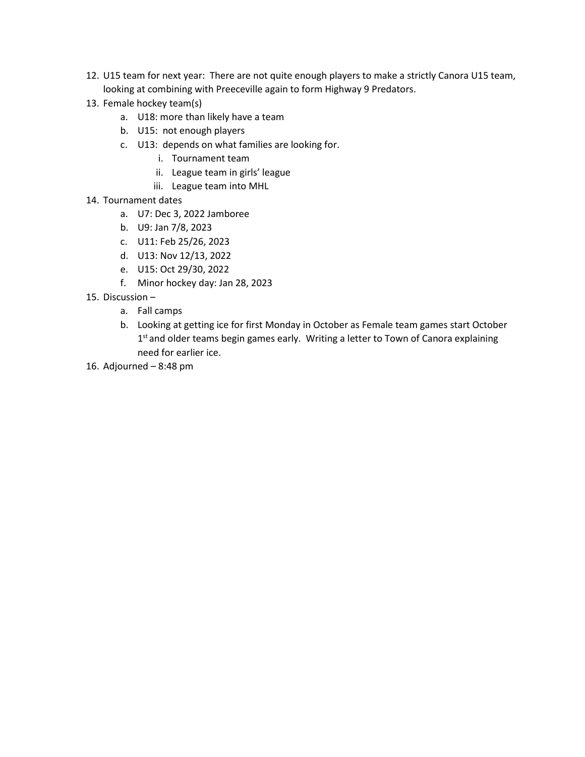12. U15 team for next year: There are not quite enough players to make a strictly Canora U15 team, looking at combining with Preeceville again to form Highway 9 Predators.
13. Female hockey team(s)
    a. U18: more than likely have a team
    b. U15: not enough players
    c. U13: depends on what families are looking for.
        i. Tournament team
        ii. League team in girls' league
        iii. League team into MHL
14. Tournament dates
    a. U7: Dec 3, 2022 Jamboree
    b. U9: Jan 7/8, 2023
    c. U11: Feb 25/26, 2023
    d. U13: Nov 12/13, 2022
    e. U15: Oct 29/30, 2022
    f. Minor hockey day: Jan 28, 2023
15. Discussion –
    a. Fall camps
    b. Looking at getting ice for first Monday in October as Female team games start October 1st and older teams begin games early. Writing a letter to Town of Canora explaining need for earlier ice.
16. Adjourned – 8:48 pm